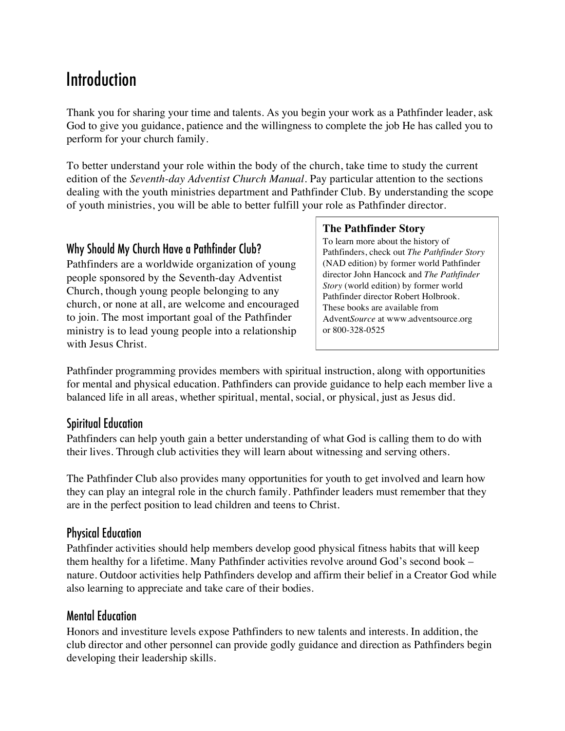# Introduction

Thank you for sharing your time and talents. As you begin your work as a Pathfinder leader, ask God to give you guidance, patience and the willingness to complete the job He has called you to perform for your church family.

To better understand your role within the body of the church, take time to study the current edition of the *Seventh-day Adventist Church Manual*. Pay particular attention to the sections dealing with the youth ministries department and Pathfinder Club. By understanding the scope of youth ministries, you will be able to better fulfill your role as Pathfinder director.

## Why Should My Church Have a Pathfinder Club?

Pathfinders are a worldwide organization of young people sponsored by the Seventh-day Adventist Church, though young people belonging to any church, or none at all, are welcome and encouraged to join. The most important goal of the Pathfinder ministry is to lead young people into a relationship with Jesus Christ.

**The Pathfinder Story**

To learn more about the history of Pathfinders, check out *The Pathfinder Story* (NAD edition) by former world Pathfinder director John Hancock and *The Pathfinder Story* (world edition) by former world Pathfinder director Robert Holbrook. These books are available from Advent*Source* at www.adventsource.org or 800-328-0525

Pathfinder programming provides members with spiritual instruction, along with opportunities for mental and physical education. Pathfinders can provide guidance to help each member live a balanced life in all areas, whether spiritual, mental, social, or physical, just as Jesus did.

## Spiritual Education

Pathfinders can help youth gain a better understanding of what God is calling them to do with their lives. Through club activities they will learn about witnessing and serving others.

The Pathfinder Club also provides many opportunities for youth to get involved and learn how they can play an integral role in the church family. Pathfinder leaders must remember that they are in the perfect position to lead children and teens to Christ.

## Physical Education

Pathfinder activities should help members develop good physical fitness habits that will keep them healthy for a lifetime. Many Pathfinder activities revolve around God's second book – nature. Outdoor activities help Pathfinders develop and affirm their belief in a Creator God while also learning to appreciate and take care of their bodies.

## Mental Education

Honors and investiture levels expose Pathfinders to new talents and interests. In addition, the club director and other personnel can provide godly guidance and direction as Pathfinders begin developing their leadership skills.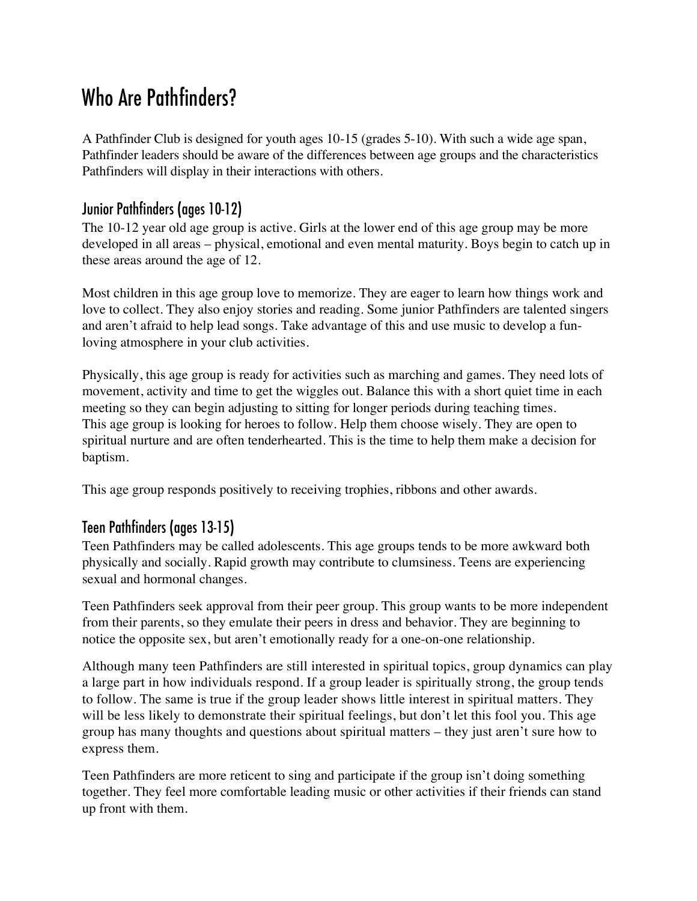# Who Are Pathfinders?

A Pathfinder Club is designed for youth ages 10-15 (grades 5-10). With such a wide age span, Pathfinder leaders should be aware of the differences between age groups and the characteristics Pathfinders will display in their interactions with others.

## Junior Pathfinders (ages 10-12)

The 10-12 year old age group is active. Girls at the lower end of this age group may be more developed in all areas – physical, emotional and even mental maturity. Boys begin to catch up in these areas around the age of 12.

Most children in this age group love to memorize. They are eager to learn how things work and love to collect. They also enjoy stories and reading. Some junior Pathfinders are talented singers and aren't afraid to help lead songs. Take advantage of this and use music to develop a fun-loving atmosphere in your club activities.

Physically, this age group is ready for activities such as marching and games. They need lots of movement, activity and time to get the wiggles out. Balance this with a short quiet time in each meeting so they can begin adjusting to sitting for longer periods during teaching times.
This age group is looking for heroes to follow. Help them choose wisely. They are open to spiritual nurture and are often tenderhearted. This is the time to help them make a decision for baptism.

This age group responds positively to receiving trophies, ribbons and other awards.

## Teen Pathfinders (ages 13-15)

Teen Pathfinders may be called adolescents. This age groups tends to be more awkward both physically and socially. Rapid growth may contribute to clumsiness. Teens are experiencing sexual and hormonal changes.

Teen Pathfinders seek approval from their peer group. This group wants to be more independent from their parents, so they emulate their peers in dress and behavior. They are beginning to notice the opposite sex, but aren't emotionally ready for a one-on-one relationship.

Although many teen Pathfinders are still interested in spiritual topics, group dynamics can play a large part in how individuals respond. If a group leader is spiritually strong, the group tends to follow. The same is true if the group leader shows little interest in spiritual matters. They will be less likely to demonstrate their spiritual feelings, but don't let this fool you. This age group has many thoughts and questions about spiritual matters – they just aren't sure how to express them.

Teen Pathfinders are more reticent to sing and participate if the group isn't doing something together. They feel more comfortable leading music or other activities if their friends can stand up front with them.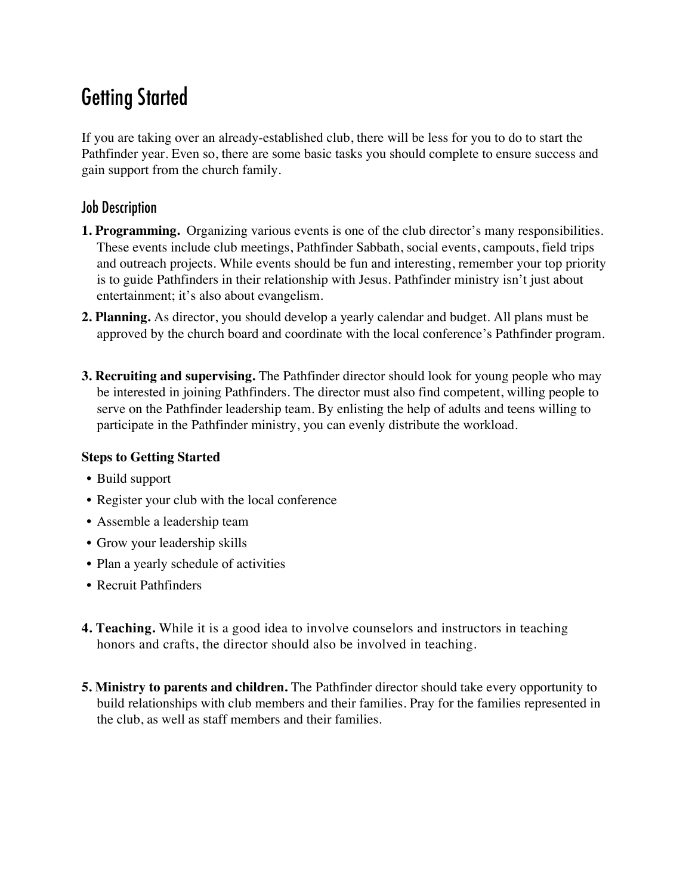# Getting Started

If you are taking over an already-established club, there will be less for you to do to start the Pathfinder year. Even so, there are some basic tasks you should complete to ensure success and gain support from the church family.

## Job Description

1. **Programming.** Organizing various events is one of the club director's many responsibilities. These events include club meetings, Pathfinder Sabbath, social events, campouts, field trips and outreach projects. While events should be fun and interesting, remember your top priority is to guide Pathfinders in their relationship with Jesus. Pathfinder ministry isn't just about entertainment; it's also about evangelism.
2. **Planning.** As director, you should develop a yearly calendar and budget. All plans must be approved by the church board and coordinate with the local conference's Pathfinder program.
3. **Recruiting and supervising.** The Pathfinder director should look for young people who may be interested in joining Pathfinders. The director must also find competent, willing people to serve on the Pathfinder leadership team. By enlisting the help of adults and teens willing to participate in the Pathfinder ministry, you can evenly distribute the workload.

**Steps to Getting Started**

- Build support
- Register your club with the local conference
- Assemble a leadership team
- Grow your leadership skills
- Plan a yearly schedule of activities
- Recruit Pathfinders

4. **Teaching.** While it is a good idea to involve counselors and instructors in teaching honors and crafts, the director should also be involved in teaching.
5. **Ministry to parents and children.** The Pathfinder director should take every opportunity to build relationships with club members and their families. Pray for the families represented in the club, as well as staff members and their families.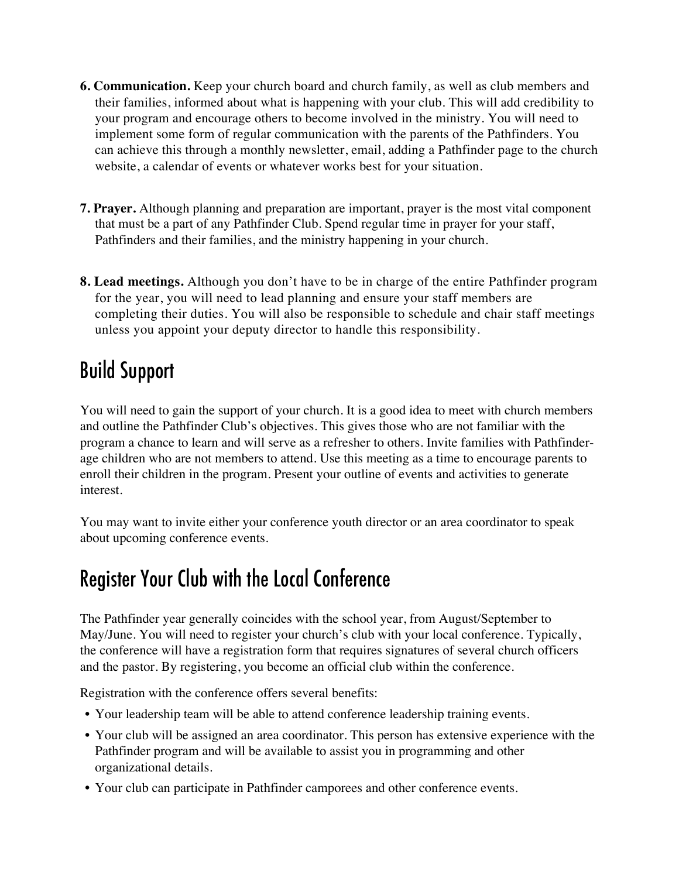6. **Communication.** Keep your church board and church family, as well as club members and their families, informed about what is happening with your club. This will add credibility to your program and encourage others to become involved in the ministry. You will need to implement some form of regular communication with the parents of the Pathfinders. You can achieve this through a monthly newsletter, email, adding a Pathfinder page to the church website, a calendar of events or whatever works best for your situation.

7. **Prayer.** Although planning and preparation are important, prayer is the most vital component that must be a part of any Pathfinder Club. Spend regular time in prayer for your staff, Pathfinders and their families, and the ministry happening in your church.

8. **Lead meetings.** Although you don't have to be in charge of the entire Pathfinder program for the year, you will need to lead planning and ensure your staff members are completing their duties. You will also be responsible to schedule and chair staff meetings unless you appoint your deputy director to handle this responsibility.

## Build Support

You will need to gain the support of your church. It is a good idea to meet with church members and outline the Pathfinder Club's objectives. This gives those who are not familiar with the program a chance to learn and will serve as a refresher to others. Invite families with Pathfinder-age children who are not members to attend. Use this meeting as a time to encourage parents to enroll their children in the program. Present your outline of events and activities to generate interest.

You may want to invite either your conference youth director or an area coordinator to speak about upcoming conference events.

## Register Your Club with the Local Conference

The Pathfinder year generally coincides with the school year, from August/September to May/June. You will need to register your church's club with your local conference. Typically, the conference will have a registration form that requires signatures of several church officers and the pastor. By registering, you become an official club within the conference.

Registration with the conference offers several benefits:

- Your leadership team will be able to attend conference leadership training events.
- Your club will be assigned an area coordinator. This person has extensive experience with the Pathfinder program and will be available to assist you in programming and other organizational details.
- Your club can participate in Pathfinder camporees and other conference events.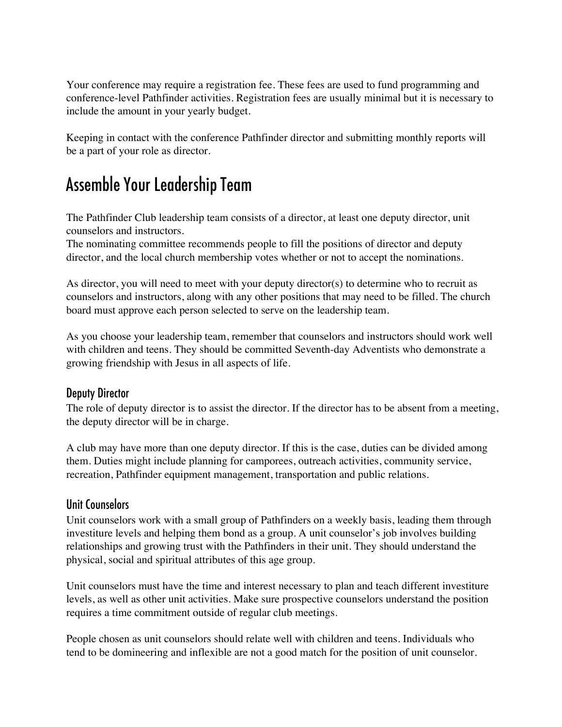Your conference may require a registration fee. These fees are used to fund programming and conference-level Pathfinder activities. Registration fees are usually minimal but it is necessary to include the amount in your yearly budget.

Keeping in contact with the conference Pathfinder director and submitting monthly reports will be a part of your role as director.

## Assemble Your Leadership Team

The Pathfinder Club leadership team consists of a director, at least one deputy director, unit counselors and instructors.
The nominating committee recommends people to fill the positions of director and deputy director, and the local church membership votes whether or not to accept the nominations.

As director, you will need to meet with your deputy director(s) to determine who to recruit as counselors and instructors, along with any other positions that may need to be filled. The church board must approve each person selected to serve on the leadership team.

As you choose your leadership team, remember that counselors and instructors should work well with children and teens. They should be committed Seventh-day Adventists who demonstrate a growing friendship with Jesus in all aspects of life.

### Deputy Director

The role of deputy director is to assist the director. If the director has to be absent from a meeting, the deputy director will be in charge.

A club may have more than one deputy director. If this is the case, duties can be divided among them. Duties might include planning for camporees, outreach activities, community service, recreation, Pathfinder equipment management, transportation and public relations.

### Unit Counselors

Unit counselors work with a small group of Pathfinders on a weekly basis, leading them through investiture levels and helping them bond as a group. A unit counselor's job involves building relationships and growing trust with the Pathfinders in their unit. They should understand the physical, social and spiritual attributes of this age group.

Unit counselors must have the time and interest necessary to plan and teach different investiture levels, as well as other unit activities. Make sure prospective counselors understand the position requires a time commitment outside of regular club meetings.

People chosen as unit counselors should relate well with children and teens. Individuals who tend to be domineering and inflexible are not a good match for the position of unit counselor.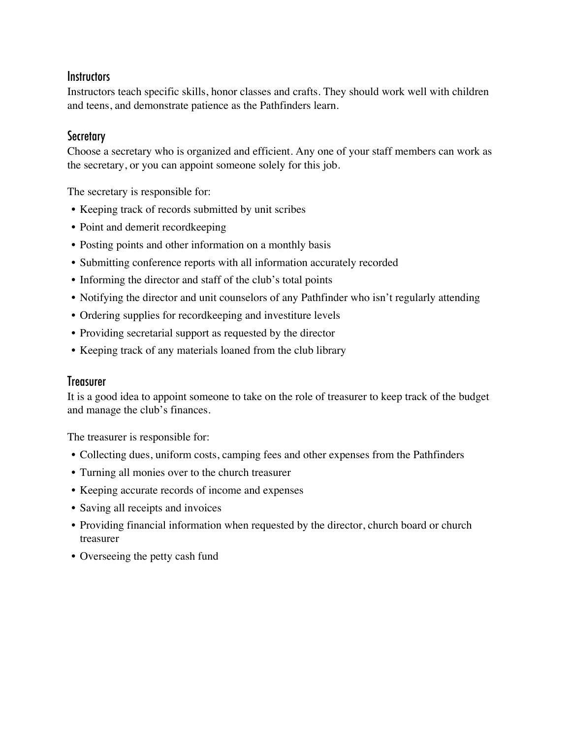### Instructors

Instructors teach specific skills, honor classes and crafts. They should work well with children and teens, and demonstrate patience as the Pathfinders learn.

### Secretary

Choose a secretary who is organized and efficient. Any one of your staff members can work as the secretary, or you can appoint someone solely for this job.

The secretary is responsible for:

- Keeping track of records submitted by unit scribes
- Point and demerit recordkeeping
- Posting points and other information on a monthly basis
- Submitting conference reports with all information accurately recorded
- Informing the director and staff of the club's total points
- Notifying the director and unit counselors of any Pathfinder who isn't regularly attending
- Ordering supplies for recordkeeping and investiture levels
- Providing secretarial support as requested by the director
- Keeping track of any materials loaned from the club library

### Treasurer

It is a good idea to appoint someone to take on the role of treasurer to keep track of the budget and manage the club's finances.

The treasurer is responsible for:

- Collecting dues, uniform costs, camping fees and other expenses from the Pathfinders
- Turning all monies over to the church treasurer
- Keeping accurate records of income and expenses
- Saving all receipts and invoices
- Providing financial information when requested by the director, church board or church treasurer
- Overseeing the petty cash fund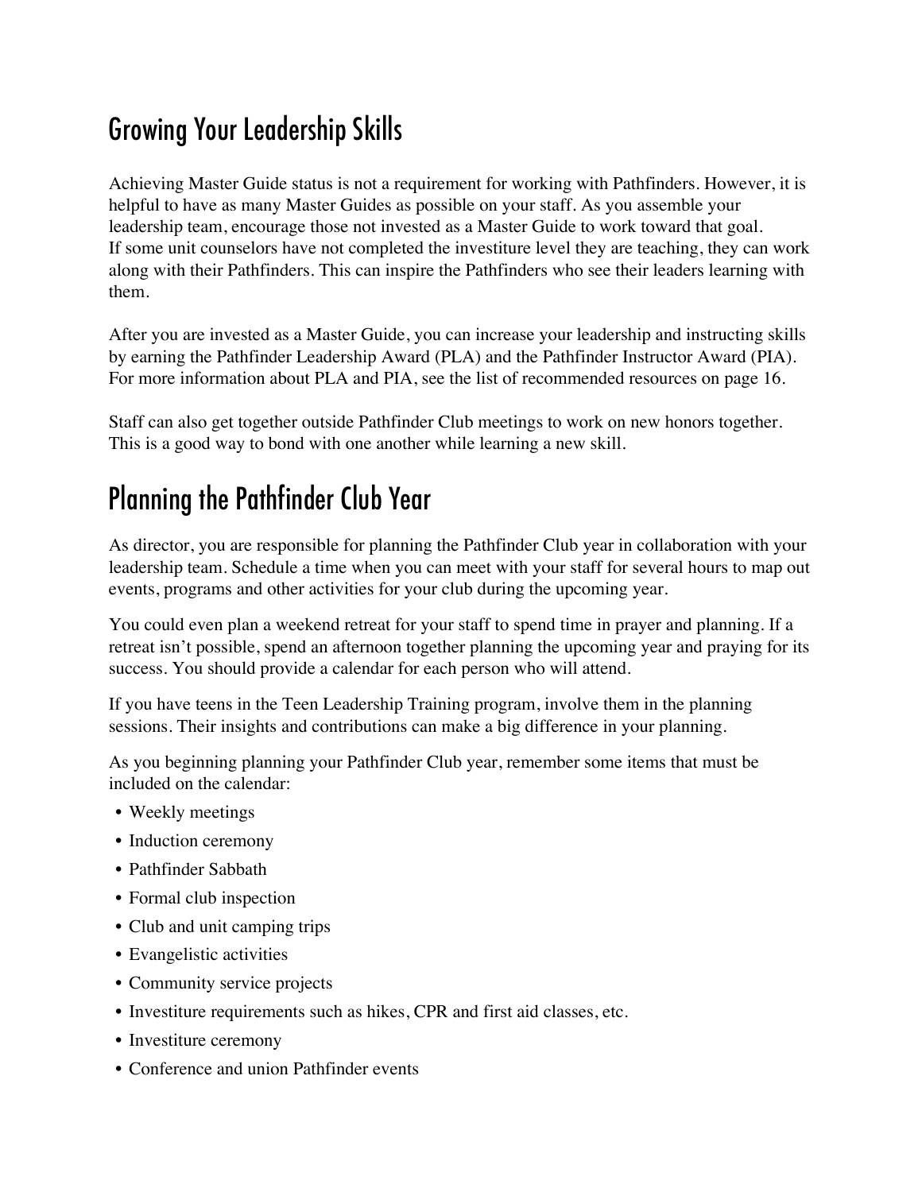## Growing Your Leadership Skills

Achieving Master Guide status is not a requirement for working with Pathfinders. However, it is helpful to have as many Master Guides as possible on your staff. As you assemble your leadership team, encourage those not invested as a Master Guide to work toward that goal. If some unit counselors have not completed the investiture level they are teaching, they can work along with their Pathfinders. This can inspire the Pathfinders who see their leaders learning with them.

After you are invested as a Master Guide, you can increase your leadership and instructing skills by earning the Pathfinder Leadership Award (PLA) and the Pathfinder Instructor Award (PIA). For more information about PLA and PIA, see the list of recommended resources on page 16.

Staff can also get together outside Pathfinder Club meetings to work on new honors together. This is a good way to bond with one another while learning a new skill.

## Planning the Pathfinder Club Year

As director, you are responsible for planning the Pathfinder Club year in collaboration with your leadership team. Schedule a time when you can meet with your staff for several hours to map out events, programs and other activities for your club during the upcoming year.

You could even plan a weekend retreat for your staff to spend time in prayer and planning. If a retreat isn't possible, spend an afternoon together planning the upcoming year and praying for its success. You should provide a calendar for each person who will attend.

If you have teens in the Teen Leadership Training program, involve them in the planning sessions. Their insights and contributions can make a big difference in your planning.

As you beginning planning your Pathfinder Club year, remember some items that must be included on the calendar:

- Weekly meetings
- Induction ceremony
- Pathfinder Sabbath
- Formal club inspection
- Club and unit camping trips
- Evangelistic activities
- Community service projects
- Investiture requirements such as hikes, CPR and first aid classes, etc.
- Investiture ceremony
- Conference and union Pathfinder events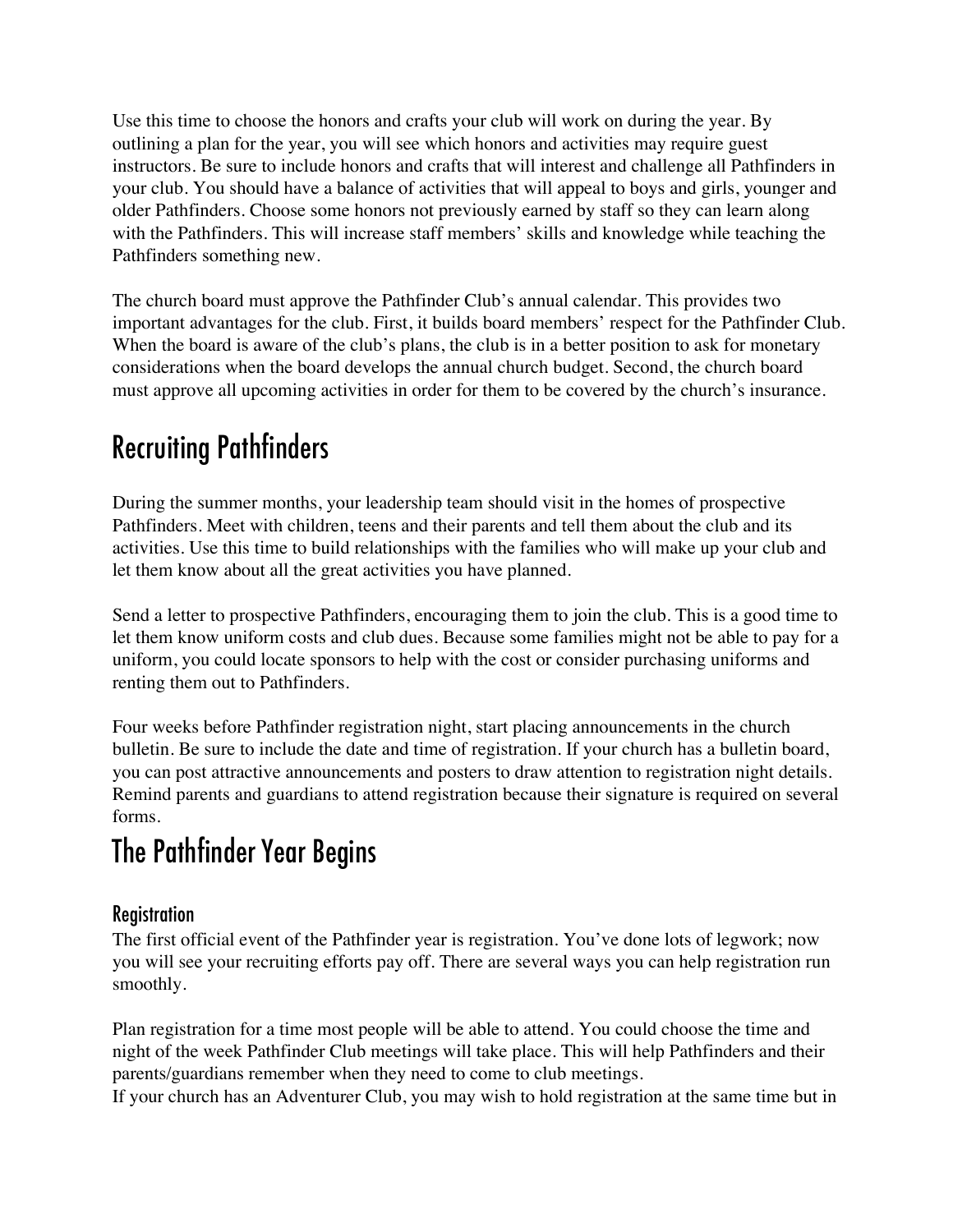Use this time to choose the honors and crafts your club will work on during the year. By outlining a plan for the year, you will see which honors and activities may require guest instructors. Be sure to include honors and crafts that will interest and challenge all Pathfinders in your club. You should have a balance of activities that will appeal to boys and girls, younger and older Pathfinders. Choose some honors not previously earned by staff so they can learn along with the Pathfinders. This will increase staff members' skills and knowledge while teaching the Pathfinders something new.

The church board must approve the Pathfinder Club's annual calendar. This provides two important advantages for the club. First, it builds board members' respect for the Pathfinder Club. When the board is aware of the club's plans, the club is in a better position to ask for monetary considerations when the board develops the annual church budget. Second, the church board must approve all upcoming activities in order for them to be covered by the church's insurance.

# Recruiting Pathfinders

During the summer months, your leadership team should visit in the homes of prospective Pathfinders. Meet with children, teens and their parents and tell them about the club and its activities. Use this time to build relationships with the families who will make up your club and let them know about all the great activities you have planned.

Send a letter to prospective Pathfinders, encouraging them to join the club. This is a good time to let them know uniform costs and club dues. Because some families might not be able to pay for a uniform, you could locate sponsors to help with the cost or consider purchasing uniforms and renting them out to Pathfinders.

Four weeks before Pathfinder registration night, start placing announcements in the church bulletin. Be sure to include the date and time of registration. If your church has a bulletin board, you can post attractive announcements and posters to draw attention to registration night details. Remind parents and guardians to attend registration because their signature is required on several forms.

# The Pathfinder Year Begins

## Registration

The first official event of the Pathfinder year is registration. You've done lots of legwork; now you will see your recruiting efforts pay off. There are several ways you can help registration run smoothly.

Plan registration for a time most people will be able to attend. You could choose the time and night of the week Pathfinder Club meetings will take place. This will help Pathfinders and their parents/guardians remember when they need to come to club meetings.

If your church has an Adventurer Club, you may wish to hold registration at the same time but in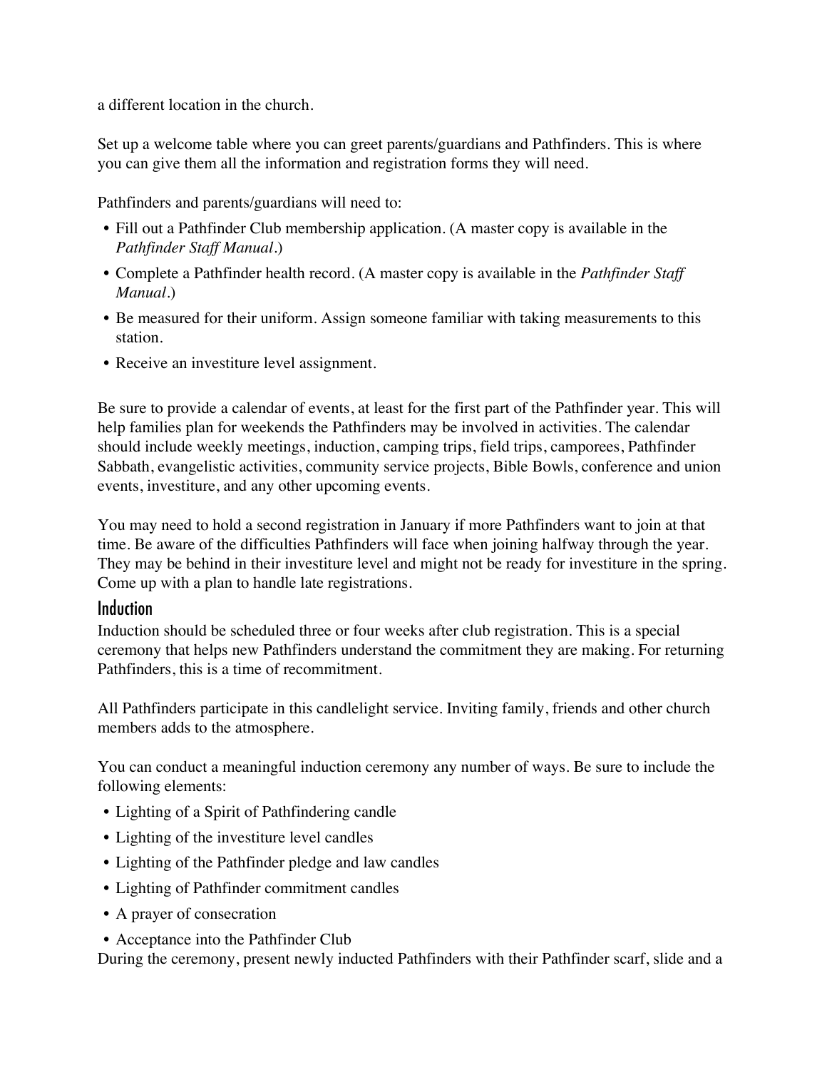a different location in the church.

Set up a welcome table where you can greet parents/guardians and Pathfinders. This is where you can give them all the information and registration forms they will need.

Pathfinders and parents/guardians will need to:

- Fill out a Pathfinder Club membership application. (A master copy is available in the *Pathfinder Staff Manual*.)
- Complete a Pathfinder health record. (A master copy is available in the *Pathfinder Staff Manual*.)
- Be measured for their uniform. Assign someone familiar with taking measurements to this station.
- Receive an investiture level assignment.

Be sure to provide a calendar of events, at least for the first part of the Pathfinder year. This will help families plan for weekends the Pathfinders may be involved in activities. The calendar should include weekly meetings, induction, camping trips, field trips, camporees, Pathfinder Sabbath, evangelistic activities, community service projects, Bible Bowls, conference and union events, investiture, and any other upcoming events.

You may need to hold a second registration in January if more Pathfinders want to join at that time. Be aware of the difficulties Pathfinders will face when joining halfway through the year. They may be behind in their investiture level and might not be ready for investiture in the spring. Come up with a plan to handle late registrations.

## Induction

Induction should be scheduled three or four weeks after club registration. This is a special ceremony that helps new Pathfinders understand the commitment they are making. For returning Pathfinders, this is a time of recommitment.

All Pathfinders participate in this candlelight service. Inviting family, friends and other church members adds to the atmosphere.

You can conduct a meaningful induction ceremony any number of ways. Be sure to include the following elements:

- Lighting of a Spirit of Pathfindering candle
- Lighting of the investiture level candles
- Lighting of the Pathfinder pledge and law candles
- Lighting of Pathfinder commitment candles
- A prayer of consecration
- Acceptance into the Pathfinder Club

During the ceremony, present newly inducted Pathfinders with their Pathfinder scarf, slide and a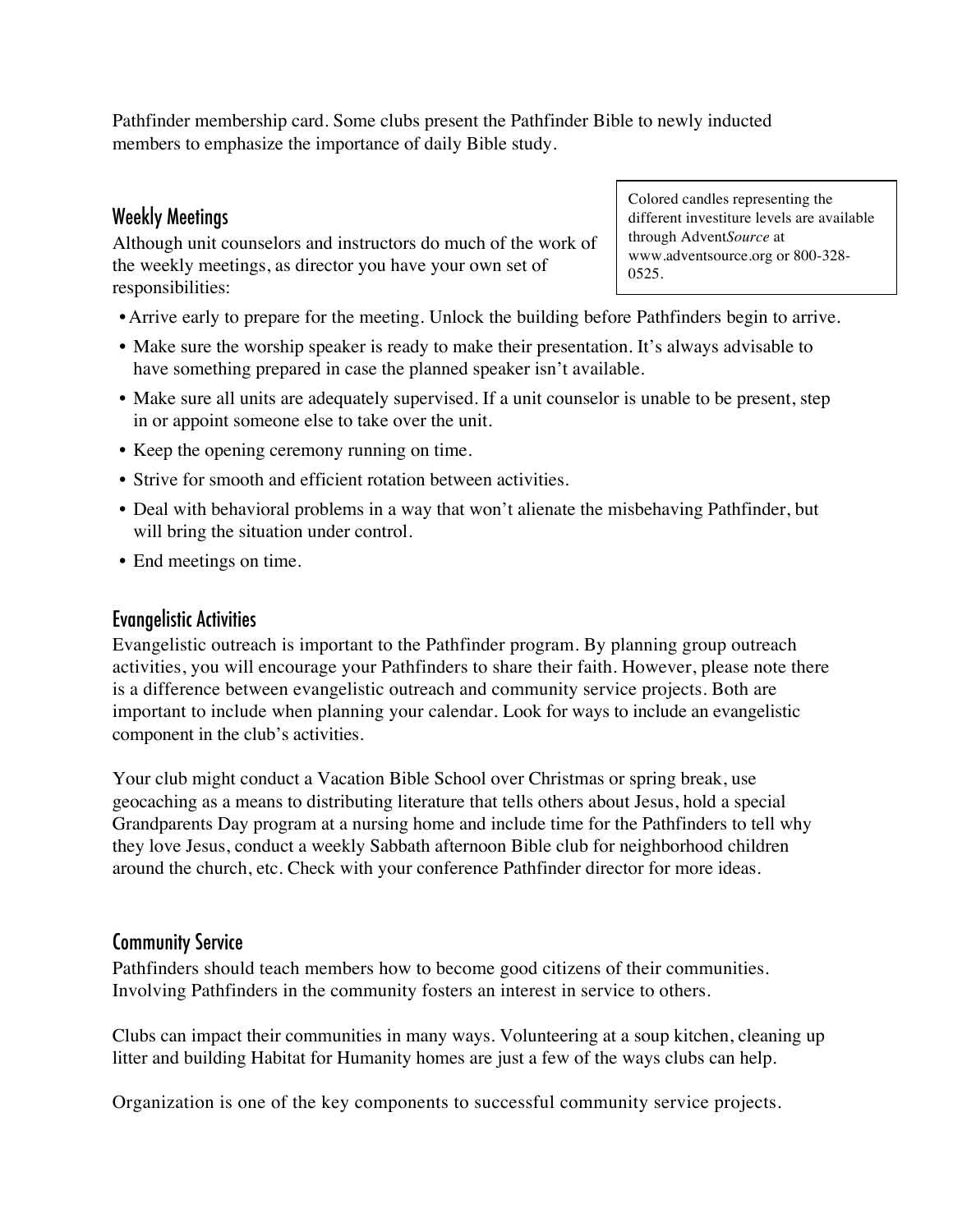Pathfinder membership card. Some clubs present the Pathfinder Bible to newly inducted members to emphasize the importance of daily Bible study.

## Weekly Meetings

> Colored candles representing the different investiture levels are available through Advent*Source* at www.adventsource.org or 800-328-0525.

Although unit counselors and instructors do much of the work of the weekly meetings, as director you have your own set of responsibilities:

- Arrive early to prepare for the meeting. Unlock the building before Pathfinders begin to arrive.
- Make sure the worship speaker is ready to make their presentation. It's always advisable to have something prepared in case the planned speaker isn't available.
- Make sure all units are adequately supervised. If a unit counselor is unable to be present, step in or appoint someone else to take over the unit.
- Keep the opening ceremony running on time.
- Strive for smooth and efficient rotation between activities.
- Deal with behavioral problems in a way that won't alienate the misbehaving Pathfinder, but will bring the situation under control.
- End meetings on time.

## Evangelistic Activities

Evangelistic outreach is important to the Pathfinder program. By planning group outreach activities, you will encourage your Pathfinders to share their faith. However, please note there is a difference between evangelistic outreach and community service projects. Both are important to include when planning your calendar. Look for ways to include an evangelistic component in the club's activities.

Your club might conduct a Vacation Bible School over Christmas or spring break, use geocaching as a means to distributing literature that tells others about Jesus, hold a special Grandparents Day program at a nursing home and include time for the Pathfinders to tell why they love Jesus, conduct a weekly Sabbath afternoon Bible club for neighborhood children around the church, etc. Check with your conference Pathfinder director for more ideas.

## Community Service

Pathfinders should teach members how to become good citizens of their communities. Involving Pathfinders in the community fosters an interest in service to others.

Clubs can impact their communities in many ways. Volunteering at a soup kitchen, cleaning up litter and building Habitat for Humanity homes are just a few of the ways clubs can help.

Organization is one of the key components to successful community service projects.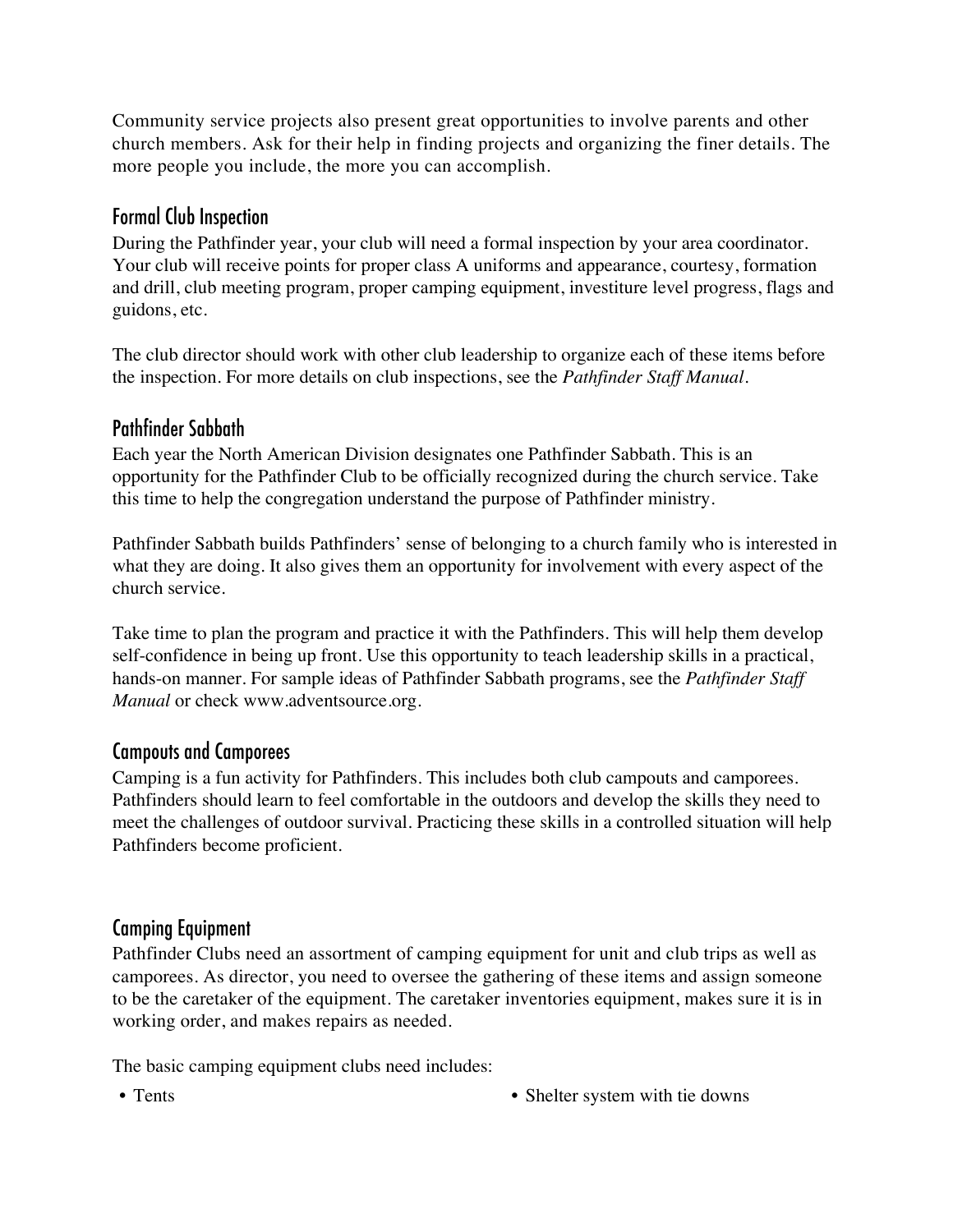Community service projects also present great opportunities to involve parents and other church members. Ask for their help in finding projects and organizing the finer details. The more people you include, the more you can accomplish.

## Formal Club Inspection

During the Pathfinder year, your club will need a formal inspection by your area coordinator. Your club will receive points for proper class A uniforms and appearance, courtesy, formation and drill, club meeting program, proper camping equipment, investiture level progress, flags and guidons, etc.

The club director should work with other club leadership to organize each of these items before the inspection. For more details on club inspections, see the *Pathfinder Staff Manual*.

## Pathfinder Sabbath

Each year the North American Division designates one Pathfinder Sabbath. This is an opportunity for the Pathfinder Club to be officially recognized during the church service. Take this time to help the congregation understand the purpose of Pathfinder ministry.

Pathfinder Sabbath builds Pathfinders' sense of belonging to a church family who is interested in what they are doing. It also gives them an opportunity for involvement with every aspect of the church service.

Take time to plan the program and practice it with the Pathfinders. This will help them develop self-confidence in being up front. Use this opportunity to teach leadership skills in a practical, hands-on manner. For sample ideas of Pathfinder Sabbath programs, see the *Pathfinder Staff Manual* or check www.adventsource.org.

## Campouts and Camporees

Camping is a fun activity for Pathfinders. This includes both club campouts and camporees. Pathfinders should learn to feel comfortable in the outdoors and develop the skills they need to meet the challenges of outdoor survival. Practicing these skills in a controlled situation will help Pathfinders become proficient.

## Camping Equipment

Pathfinder Clubs need an assortment of camping equipment for unit and club trips as well as camporees. As director, you need to oversee the gathering of these items and assign someone to be the caretaker of the equipment. The caretaker inventories equipment, makes sure it is in working order, and makes repairs as needed.

The basic camping equipment clubs need includes:

- Tents
- Shelter system with tie downs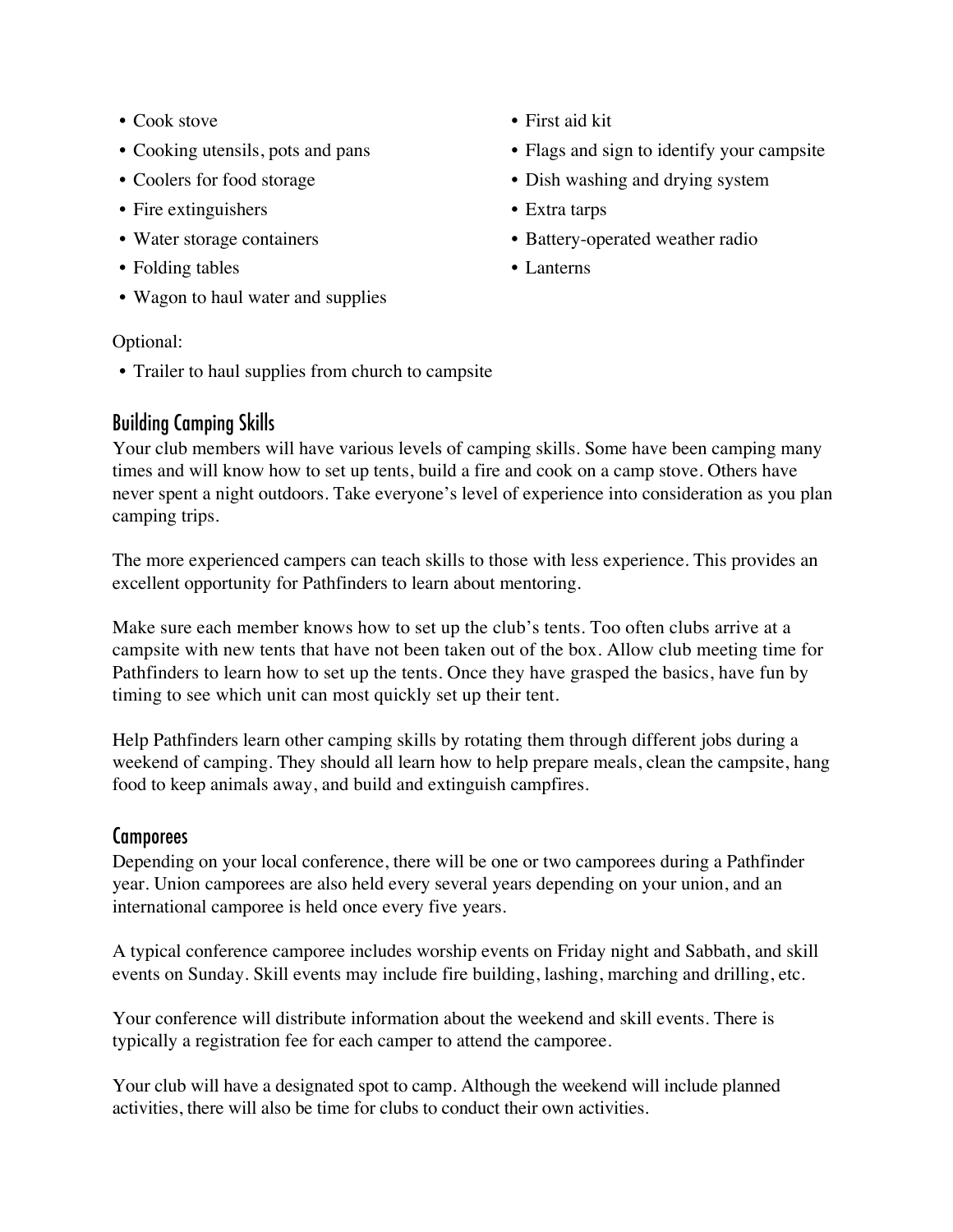- Cook stove
- Cooking utensils, pots and pans
- Coolers for food storage
- Fire extinguishers
- Water storage containers
- Folding tables
- Wagon to haul water and supplies
- First aid kit
- Flags and sign to identify your campsite
- Dish washing and drying system
- Extra tarps
- Battery-operated weather radio
- Lanterns

Optional:

- Trailer to haul supplies from church to campsite

## Building Camping Skills

Your club members will have various levels of camping skills. Some have been camping many times and will know how to set up tents, build a fire and cook on a camp stove. Others have never spent a night outdoors. Take everyone's level of experience into consideration as you plan camping trips.

The more experienced campers can teach skills to those with less experience. This provides an excellent opportunity for Pathfinders to learn about mentoring.

Make sure each member knows how to set up the club's tents. Too often clubs arrive at a campsite with new tents that have not been taken out of the box. Allow club meeting time for Pathfinders to learn how to set up the tents. Once they have grasped the basics, have fun by timing to see which unit can most quickly set up their tent.

Help Pathfinders learn other camping skills by rotating them through different jobs during a weekend of camping. They should all learn how to help prepare meals, clean the campsite, hang food to keep animals away, and build and extinguish campfires.

## Camporees

Depending on your local conference, there will be one or two camporees during a Pathfinder year. Union camporees are also held every several years depending on your union, and an international camporee is held once every five years.

A typical conference camporee includes worship events on Friday night and Sabbath, and skill events on Sunday. Skill events may include fire building, lashing, marching and drilling, etc.

Your conference will distribute information about the weekend and skill events. There is typically a registration fee for each camper to attend the camporee.

Your club will have a designated spot to camp. Although the weekend will include planned activities, there will also be time for clubs to conduct their own activities.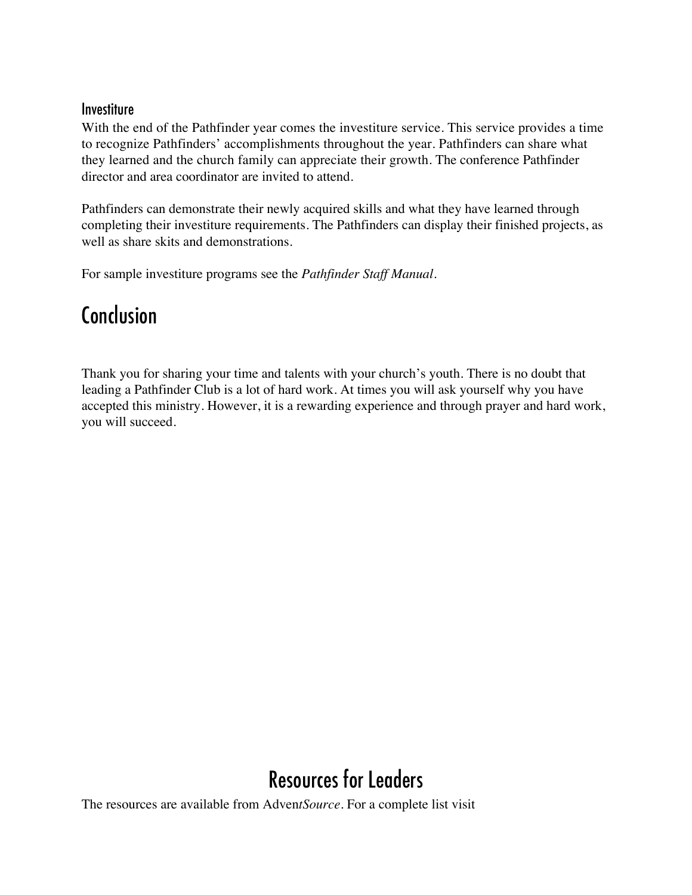### Investiture

With the end of the Pathfinder year comes the investiture service. This service provides a time to recognize Pathfinders' accomplishments throughout the year. Pathfinders can share what they learned and the church family can appreciate their growth. The conference Pathfinder director and area coordinator are invited to attend.

Pathfinders can demonstrate their newly acquired skills and what they have learned through completing their investiture requirements. The Pathfinders can display their finished projects, as well as share skits and demonstrations.

For sample investiture programs see the *Pathfinder Staff Manual*.

## Conclusion

Thank you for sharing your time and talents with your church's youth. There is no doubt that leading a Pathfinder Club is a lot of hard work. At times you will ask yourself why you have accepted this ministry. However, it is a rewarding experience and through prayer and hard work, you will succeed.

## Resources for Leaders

The resources are available from Adven*tSource*. For a complete list visit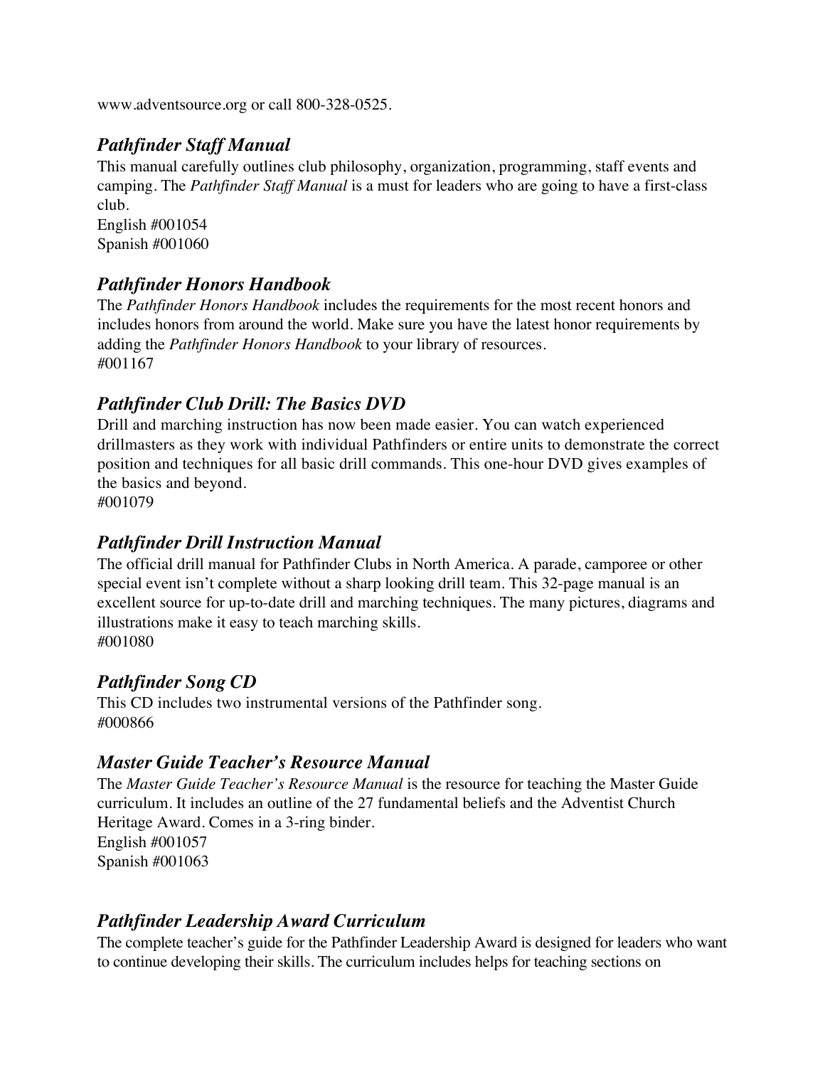www.adventsource.org or call 800-328-0525.

### *Pathfinder Staff Manual*

This manual carefully outlines club philosophy, organization, programming, staff events and camping. The *Pathfinder Staff Manual* is a must for leaders who are going to have a first-class club.
English #001054
Spanish #001060

### *Pathfinder Honors Handbook*

The *Pathfinder Honors Handbook* includes the requirements for the most recent honors and includes honors from around the world. Make sure you have the latest honor requirements by adding the *Pathfinder Honors Handbook* to your library of resources.
#001167

### *Pathfinder Club Drill: The Basics DVD*

Drill and marching instruction has now been made easier. You can watch experienced drillmasters as they work with individual Pathfinders or entire units to demonstrate the correct position and techniques for all basic drill commands. This one-hour DVD gives examples of the basics and beyond.
#001079

### *Pathfinder Drill Instruction Manual*

The official drill manual for Pathfinder Clubs in North America. A parade, camporee or other special event isn't complete without a sharp looking drill team. This 32-page manual is an excellent source for up-to-date drill and marching techniques. The many pictures, diagrams and illustrations make it easy to teach marching skills.
#001080

### *Pathfinder Song CD*

This CD includes two instrumental versions of the Pathfinder song.
#000866

### *Master Guide Teacher's Resource Manual*

The *Master Guide Teacher's Resource Manual* is the resource for teaching the Master Guide curriculum. It includes an outline of the 27 fundamental beliefs and the Adventist Church Heritage Award. Comes in a 3-ring binder.
English #001057
Spanish #001063

### *Pathfinder Leadership Award Curriculum*

The complete teacher's guide for the Pathfinder Leadership Award is designed for leaders who want to continue developing their skills. The curriculum includes helps for teaching sections on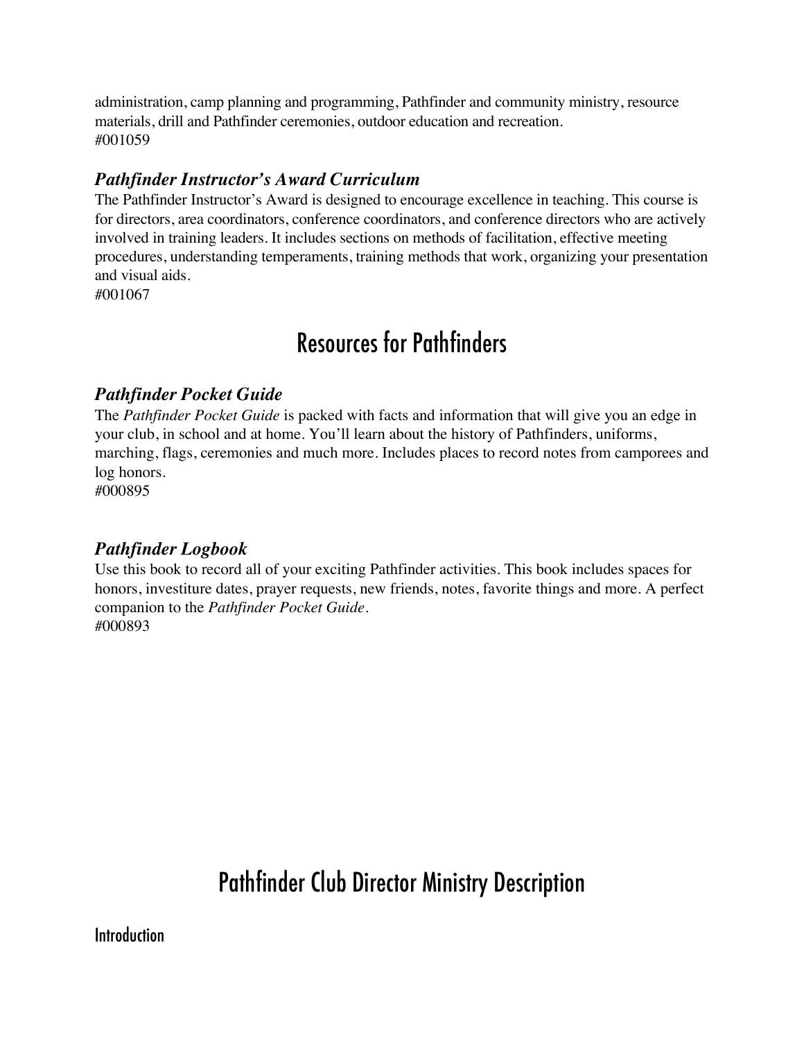administration, camp planning and programming, Pathfinder and community ministry, resource materials, drill and Pathfinder ceremonies, outdoor education and recreation.
#001059

### *Pathfinder Instructor's Award Curriculum*

The Pathfinder Instructor's Award is designed to encourage excellence in teaching. This course is for directors, area coordinators, conference coordinators, and conference directors who are actively involved in training leaders. It includes sections on methods of facilitation, effective meeting procedures, understanding temperaments, training methods that work, organizing your presentation and visual aids.
#001067

## Resources for Pathfinders

### *Pathfinder Pocket Guide*

The *Pathfinder Pocket Guide* is packed with facts and information that will give you an edge in your club, in school and at home. You'll learn about the history of Pathfinders, uniforms, marching, flags, ceremonies and much more. Includes places to record notes from camporees and log honors.
#000895

### *Pathfinder Logbook*

Use this book to record all of your exciting Pathfinder activities. This book includes spaces for honors, investiture dates, prayer requests, new friends, notes, favorite things and more. A perfect companion to the *Pathfinder Pocket Guide*.
#000893

## Pathfinder Club Director Ministry Description

### Introduction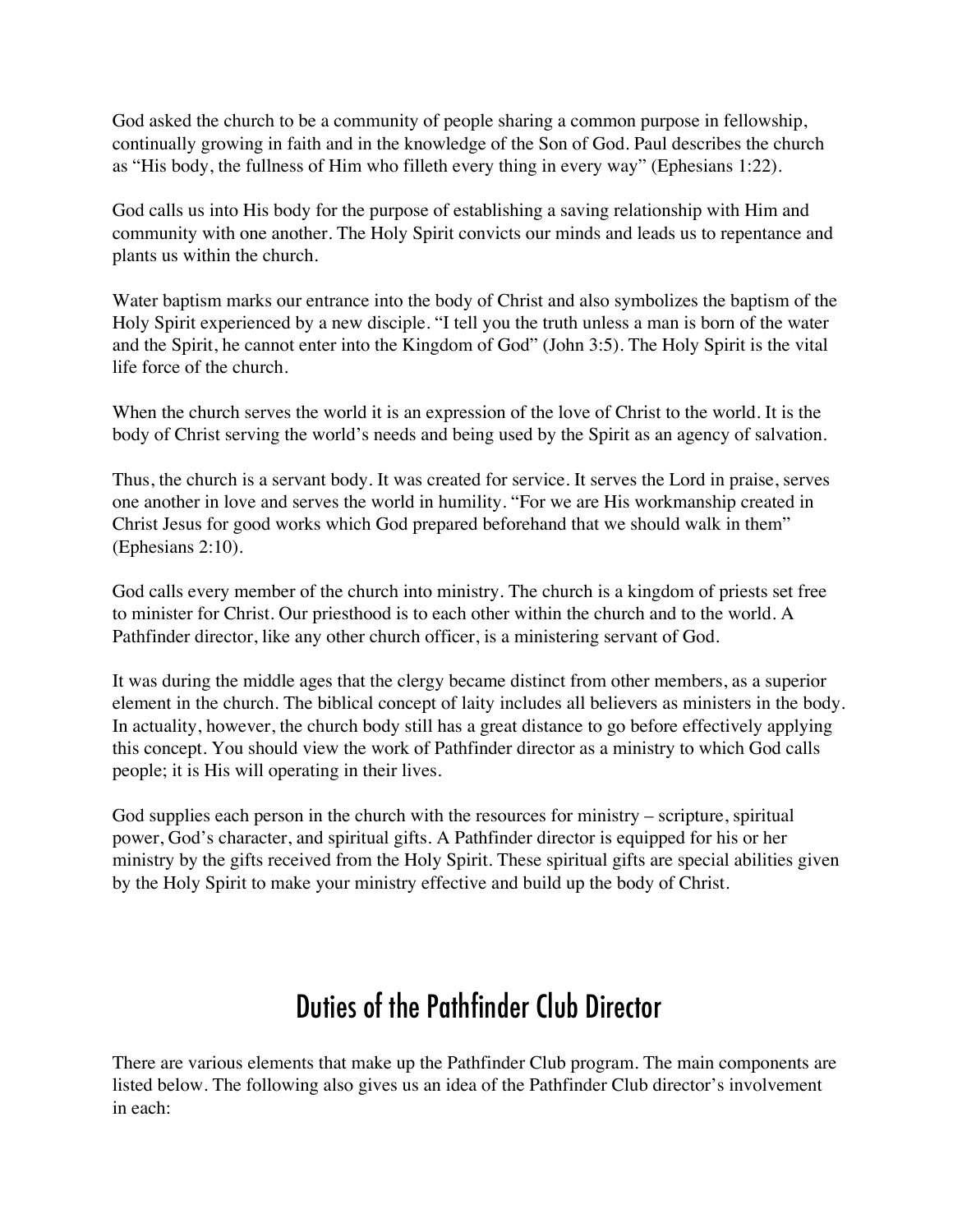God asked the church to be a community of people sharing a common purpose in fellowship, continually growing in faith and in the knowledge of the Son of God. Paul describes the church as “His body, the fullness of Him who filleth every thing in every way” (Ephesians 1:22).

God calls us into His body for the purpose of establishing a saving relationship with Him and community with one another. The Holy Spirit convicts our minds and leads us to repentance and plants us within the church.

Water baptism marks our entrance into the body of Christ and also symbolizes the baptism of the Holy Spirit experienced by a new disciple. “I tell you the truth unless a man is born of the water and the Spirit, he cannot enter into the Kingdom of God” (John 3:5). The Holy Spirit is the vital life force of the church.

When the church serves the world it is an expression of the love of Christ to the world. It is the body of Christ serving the world’s needs and being used by the Spirit as an agency of salvation.

Thus, the church is a servant body. It was created for service. It serves the Lord in praise, serves one another in love and serves the world in humility. “For we are His workmanship created in Christ Jesus for good works which God prepared beforehand that we should walk in them” (Ephesians 2:10).

God calls every member of the church into ministry. The church is a kingdom of priests set free to minister for Christ. Our priesthood is to each other within the church and to the world. A Pathfinder director, like any other church officer, is a ministering servant of God.

It was during the middle ages that the clergy became distinct from other members, as a superior element in the church. The biblical concept of laity includes all believers as ministers in the body. In actuality, however, the church body still has a great distance to go before effectively applying this concept. You should view the work of Pathfinder director as a ministry to which God calls people; it is His will operating in their lives.

God supplies each person in the church with the resources for ministry – scripture, spiritual power, God’s character, and spiritual gifts. A Pathfinder director is equipped for his or her ministry by the gifts received from the Holy Spirit. These spiritual gifts are special abilities given by the Holy Spirit to make your ministry effective and build up the body of Christ.

## Duties of the Pathfinder Club Director

There are various elements that make up the Pathfinder Club program. The main components are listed below. The following also gives us an idea of the Pathfinder Club director’s involvement in each: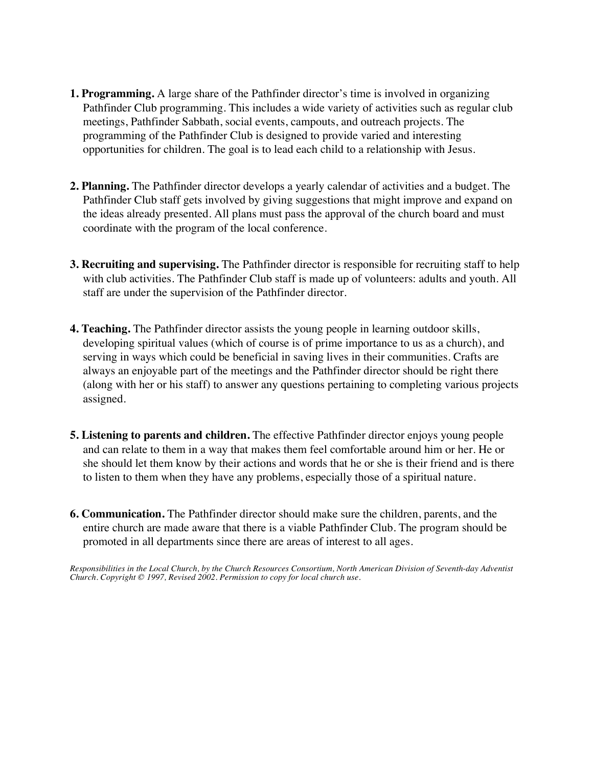1. **Programming.** A large share of the Pathfinder director's time is involved in organizing Pathfinder Club programming. This includes a wide variety of activities such as regular club meetings, Pathfinder Sabbath, social events, campouts, and outreach projects. The programming of the Pathfinder Club is designed to provide varied and interesting opportunities for children. The goal is to lead each child to a relationship with Jesus.

2. **Planning.** The Pathfinder director develops a yearly calendar of activities and a budget. The Pathfinder Club staff gets involved by giving suggestions that might improve and expand on the ideas already presented. All plans must pass the approval of the church board and must coordinate with the program of the local conference.

3. **Recruiting and supervising.** The Pathfinder director is responsible for recruiting staff to help with club activities. The Pathfinder Club staff is made up of volunteers: adults and youth. All staff are under the supervision of the Pathfinder director.

4. **Teaching.** The Pathfinder director assists the young people in learning outdoor skills, developing spiritual values (which of course is of prime importance to us as a church), and serving in ways which could be beneficial in saving lives in their communities. Crafts are always an enjoyable part of the meetings and the Pathfinder director should be right there (along with her or his staff) to answer any questions pertaining to completing various projects assigned.

5. **Listening to parents and children.** The effective Pathfinder director enjoys young people and can relate to them in a way that makes them feel comfortable around him or her. He or she should let them know by their actions and words that he or she is their friend and is there to listen to them when they have any problems, especially those of a spiritual nature.

6. **Communication.** The Pathfinder director should make sure the children, parents, and the entire church are made aware that there is a viable Pathfinder Club. The program should be promoted in all departments since there are areas of interest to all ages.

*Responsibilities in the Local Church, by the Church Resources Consortium, North American Division of Seventh-day Adventist Church. Copyright © 1997, Revised 2002. Permission to copy for local church use.*